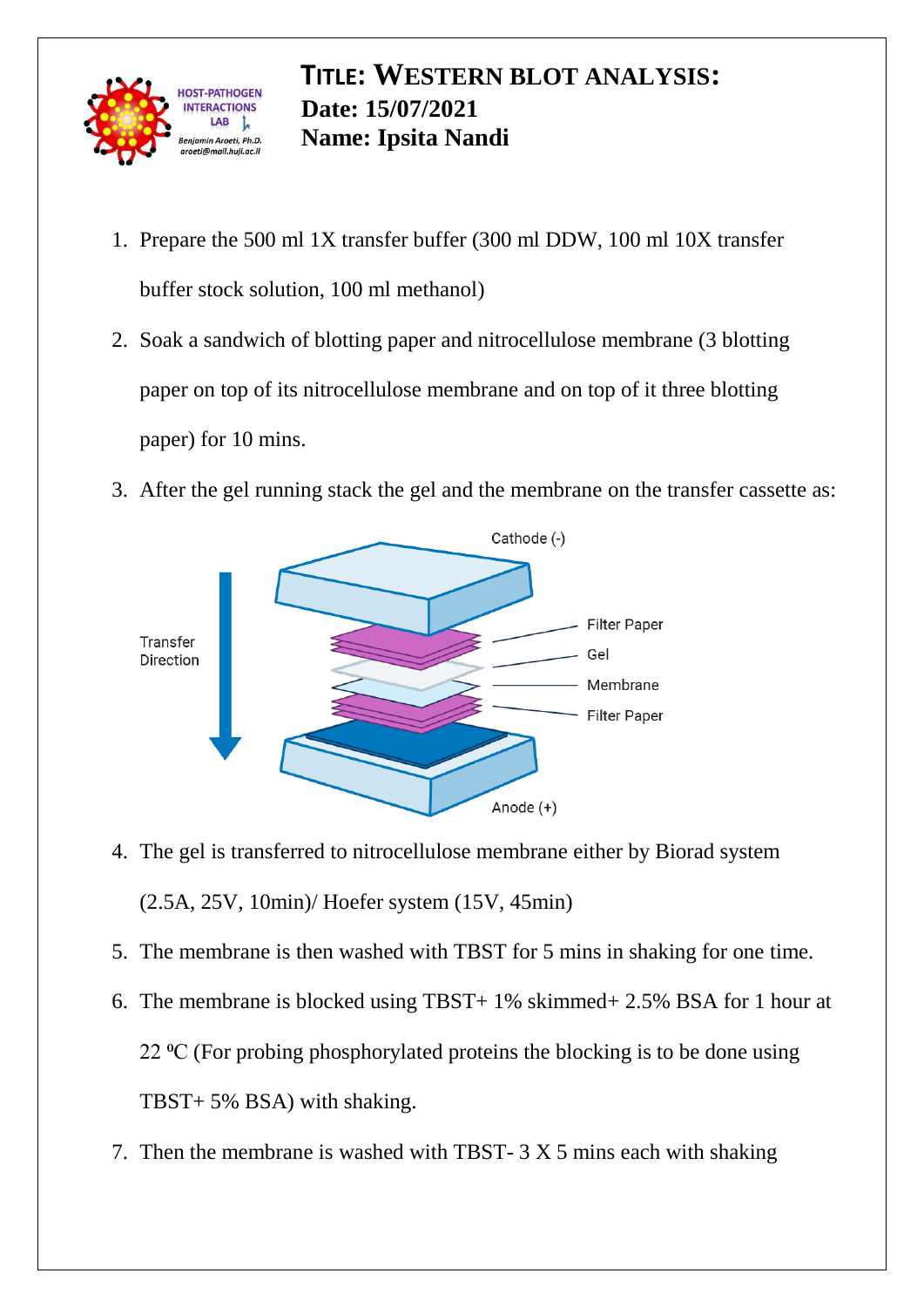# TITLE: WESTERN BLOT ANALYSIS:

**Date: 15/07/2021**

**Name: Ipsita Nandi**

1. Prepare the 500 ml 1X transfer buffer (300 ml DDW, 100 ml 10X transfer buffer stock solution, 100 ml methanol)
2. Soak a sandwich of blotting paper and nitrocellulose membrane (3 blotting paper on top of its nitrocellulose membrane and on top of it three blotting paper) for 10 mins.
3. After the gel running stack the gel and the membrane on the transfer cassette as:
4. The gel is transferred to nitrocellulose membrane either by Biorad system (2.5A, 25V, 10min)/ Hoefer system (15V, 45min)
5. The membrane is then washed with TBST for 5 mins in shaking for one time.
6. The membrane is blocked using TBST+ 1% skimmed+ 2.5% BSA for 1 hour at 22 ºC (For probing phosphorylated proteins the blocking is to be done using TBST+ 5% BSA) with shaking.
7. Then the membrane is washed with TBST- 3 X 5 mins each with shaking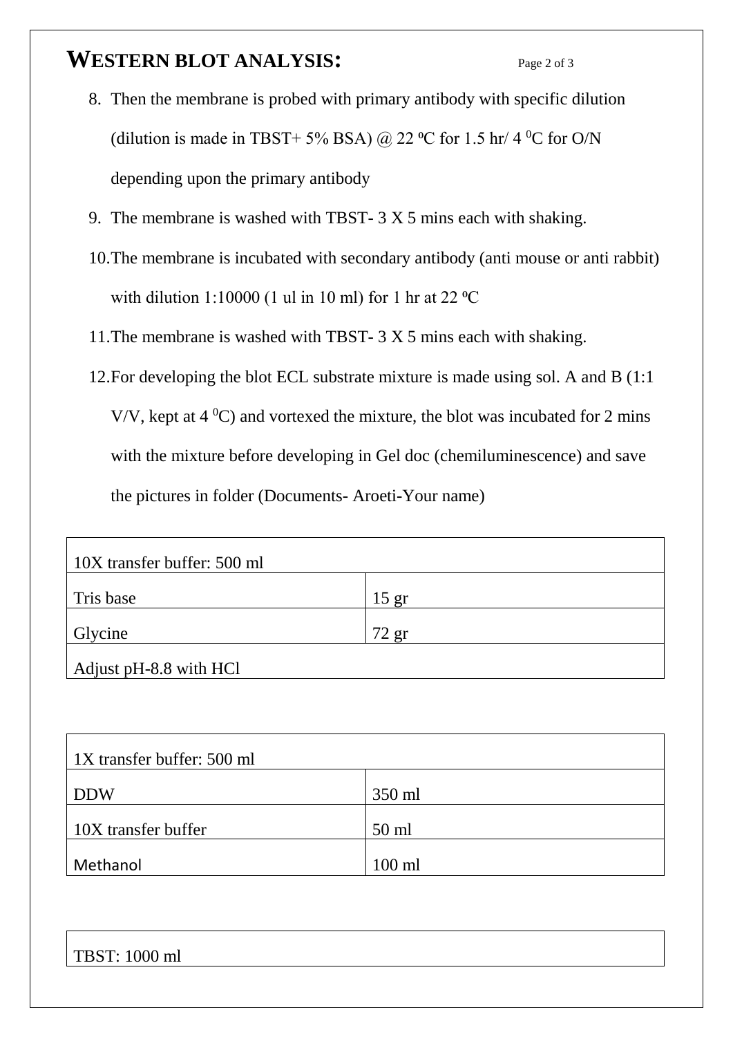# WESTERN BLOT ANALYSIS:

8. Then the membrane is probed with primary antibody with specific dilution (dilution is made in TBST+ 5% BSA) @ 22 ºC for 1.5 hr/ 4 $^0$C for O/N depending upon the primary antibody
9. The membrane is washed with TBST- 3 X 5 mins each with shaking.
10. The membrane is incubated with secondary antibody (anti mouse or anti rabbit) with dilution 1:10000 (1 ul in 10 ml) for 1 hr at 22 ºC
11. The membrane is washed with TBST- 3 X 5 mins each with shaking.
12. For developing the blot ECL substrate mixture is made using sol. A and B (1:1 V/V, kept at 4 $^0$C) and vortexed the mixture, the blot was incubated for 2 mins with the mixture before developing in Gel doc (chemiluminescence) and save the pictures in folder (Documents- Aroeti-Your name)

| 10X transfer buffer: 500 ml | |
|---|---|
| Tris base | 15 gr |
| Glycine | 72 gr |
| Adjust pH-8.8 with HCl | |

| 1X transfer buffer: 500 ml | |
|---|---|
| DDW | 350 ml |
| 10X transfer buffer | 50 ml |
| Methanol | 100 ml |

| TBST: 1000 ml |
|---|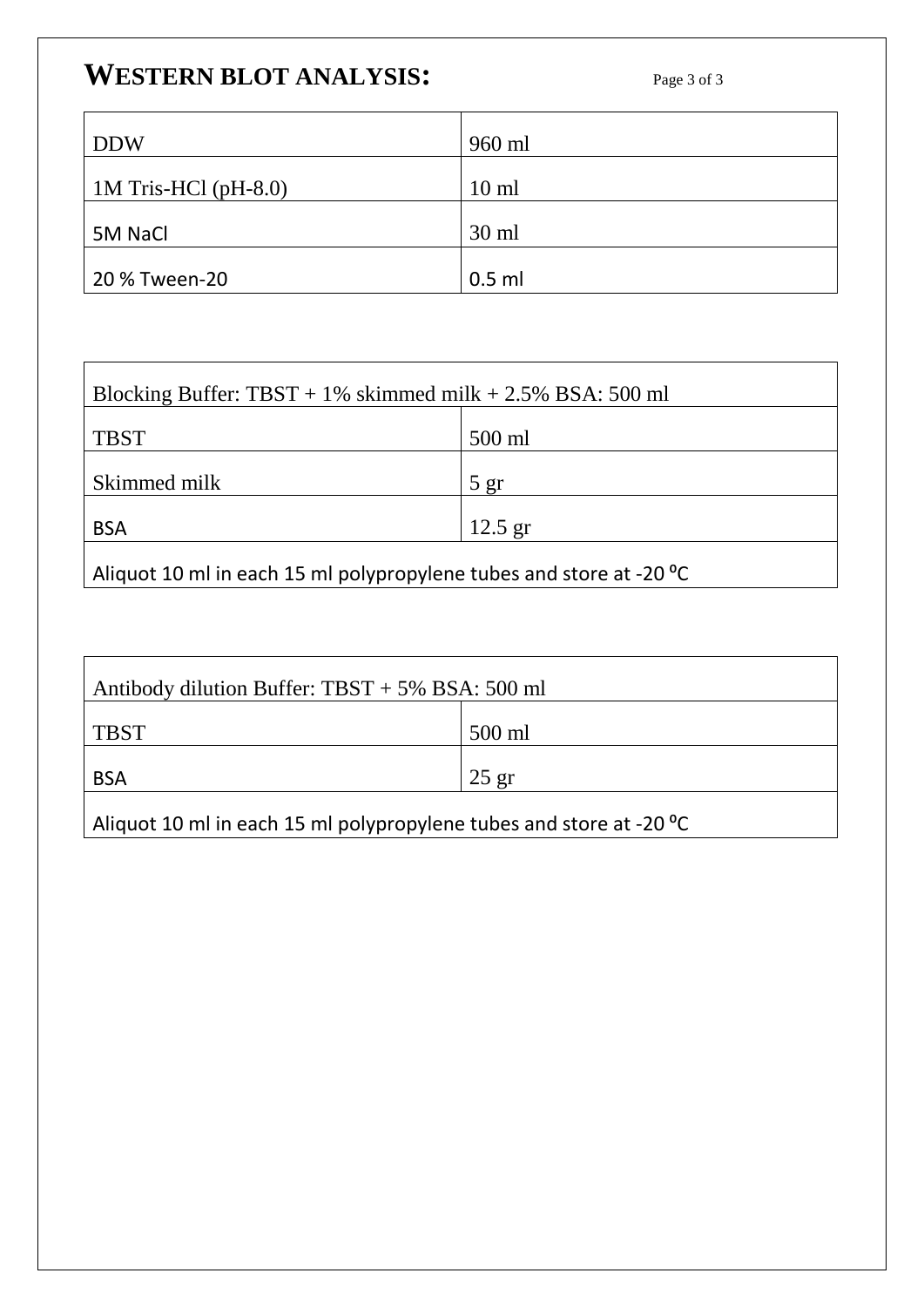# WESTERN BLOT ANALYSIS:

| | |
|---|---|
| DDW | 960 ml |
| 1M Tris-HCl (pH-8.0) | 10 ml |
| 5M NaCl | 30 ml |
| 20 % Tween-20 | 0.5 ml |

| Blocking Buffer: TBST + 1% skimmed milk + 2.5% BSA: 500 ml | |
|---|---|
| TBST | 500 ml |
| Skimmed milk | 5 gr |
| BSA | 12.5 gr |
| Aliquot 10 ml in each 15 ml polypropylene tubes and store at -20 ºC | |

| Antibody dilution Buffer: TBST + 5% BSA: 500 ml | |
|---|---|
| TBST | 500 ml |
| BSA | 25 gr |
| Aliquot 10 ml in each 15 ml polypropylene tubes and store at -20 ºC | |